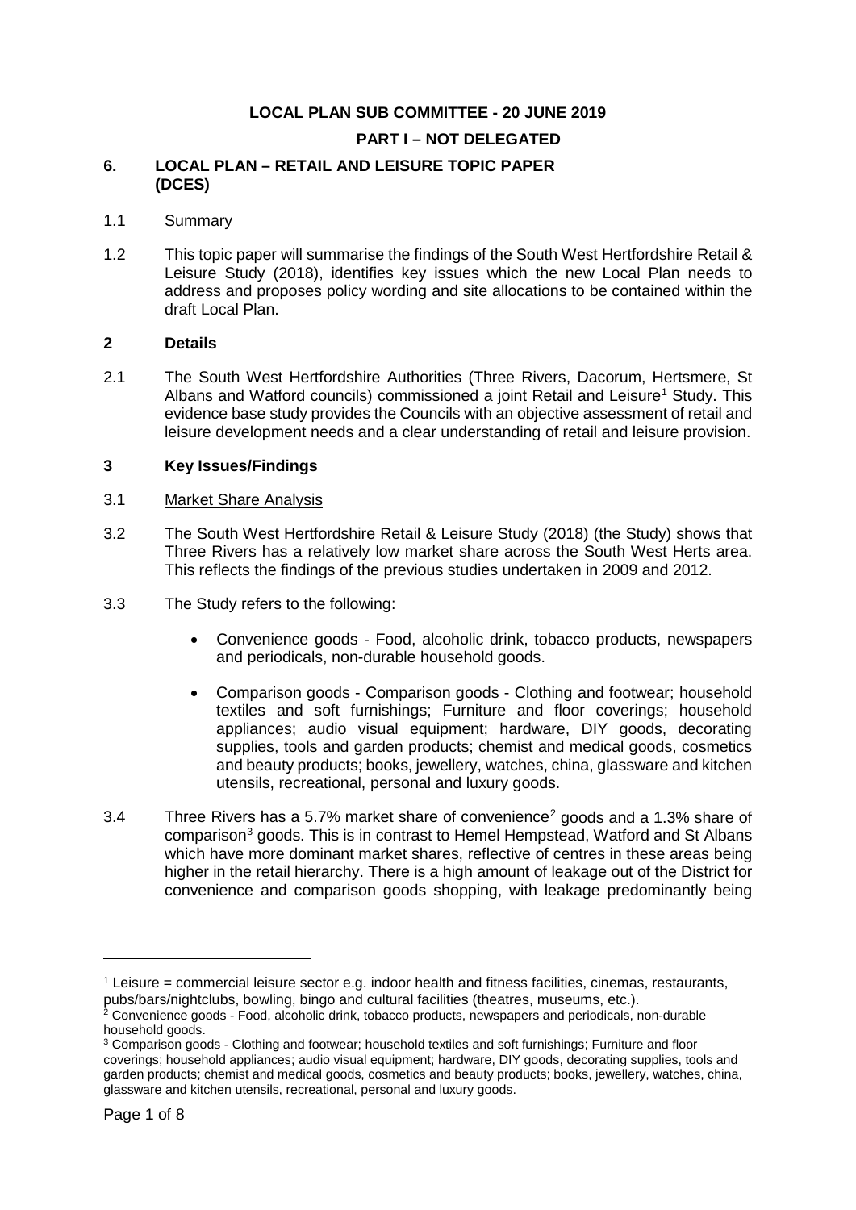**LOCAL PLAN SUB COMMITTEE - 20 JUNE 2019**

**PART I – NOT DELEGATED**

## 6. LOCAL PLAN – RETAIL AND LEISURE TOPIC PAPER (DCES)

1.1 Summary

1.2 This topic paper will summarise the findings of the South West Hertfordshire Retail & Leisure Study (2018), identifies key issues which the new Local Plan needs to address and proposes policy wording and site allocations to be contained within the draft Local Plan.

## 2 Details

2.1 The South West Hertfordshire Authorities (Three Rivers, Dacorum, Hertsmere, St Albans and Watford councils) commissioned a joint Retail and Leisure[1] Study. This evidence base study provides the Councils with an objective assessment of retail and leisure development needs and a clear understanding of retail and leisure provision.

## 3 Key Issues/Findings

3.1 Market Share Analysis

3.2 The South West Hertfordshire Retail & Leisure Study (2018) (the Study) shows that Three Rivers has a relatively low market share across the South West Herts area. This reflects the findings of the previous studies undertaken in 2009 and 2012.

3.3 The Study refers to the following:

- Convenience goods - Food, alcoholic drink, tobacco products, newspapers and periodicals, non-durable household goods.
- Comparison goods - Comparison goods - Clothing and footwear; household textiles and soft furnishings; Furniture and floor coverings; household appliances; audio visual equipment; hardware, DIY goods, decorating supplies, tools and garden products; chemist and medical goods, cosmetics and beauty products; books, jewellery, watches, china, glassware and kitchen utensils, recreational, personal and luxury goods.

3.4 Three Rivers has a 5.7% market share of convenience[2] goods and a 1.3% share of comparison[3] goods. This is in contrast to Hemel Hempstead, Watford and St Albans which have more dominant market shares, reflective of centres in these areas being higher in the retail hierarchy. There is a high amount of leakage out of the District for convenience and comparison goods shopping, with leakage predominantly being

---

[1] Leisure = commercial leisure sector e.g. indoor health and fitness facilities, cinemas, restaurants, pubs/bars/nightclubs, bowling, bingo and cultural facilities (theatres, museums, etc.).

[2] Convenience goods - Food, alcoholic drink, tobacco products, newspapers and periodicals, non-durable household goods.

[3] Comparison goods - Clothing and footwear; household textiles and soft furnishings; Furniture and floor coverings; household appliances; audio visual equipment; hardware, DIY goods, decorating supplies, tools and garden products; chemist and medical goods, cosmetics and beauty products; books, jewellery, watches, china, glassware and kitchen utensils, recreational, personal and luxury goods.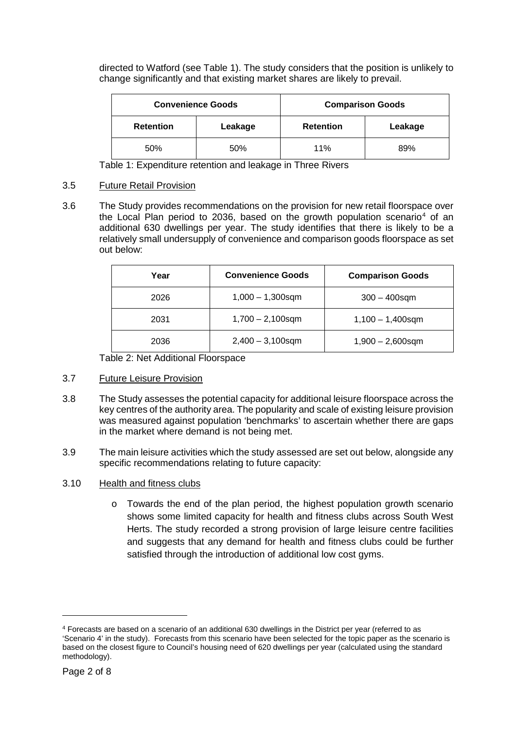directed to Watford (see Table 1). The study considers that the position is unlikely to change significantly and that existing market shares are likely to prevail.

| Convenience Goods | | Comparison Goods | |
|---|---|---|---|
| **Retention** | **Leakage** | **Retention** | **Leakage** |
| 50% | 50% | 11% | 89% |

Table 1: Expenditure retention and leakage in Three Rivers

3.5 Future Retail Provision

3.6 The Study provides recommendations on the provision for new retail floorspace over the Local Plan period to 2036, based on the growth population scenario[4] of an additional 630 dwellings per year. The study identifies that there is likely to be a relatively small undersupply of convenience and comparison goods floorspace as set out below:

| Year | Convenience Goods | Comparison Goods |
|---|---|---|
| 2026 | 1,000 – 1,300sqm | 300 – 400sqm |
| 2031 | 1,700 – 2,100sqm | 1,100 – 1,400sqm |
| 2036 | 2,400 – 3,100sqm | 1,900 – 2,600sqm |

Table 2: Net Additional Floorspace

3.7 Future Leisure Provision

3.8 The Study assesses the potential capacity for additional leisure floorspace across the key centres of the authority area. The popularity and scale of existing leisure provision was measured against population 'benchmarks' to ascertain whether there are gaps in the market where demand is not being met.

3.9 The main leisure activities which the study assessed are set out below, alongside any specific recommendations relating to future capacity:

3.10 Health and fitness clubs

- Towards the end of the plan period, the highest population growth scenario shows some limited capacity for health and fitness clubs across South West Herts. The study recorded a strong provision of large leisure centre facilities and suggests that any demand for health and fitness clubs could be further satisfied through the introduction of additional low cost gyms.

[4] Forecasts are based on a scenario of an additional 630 dwellings in the District per year (referred to as 'Scenario 4' in the study). Forecasts from this scenario have been selected for the topic paper as the scenario is based on the closest figure to Council's housing need of 620 dwellings per year (calculated using the standard methodology).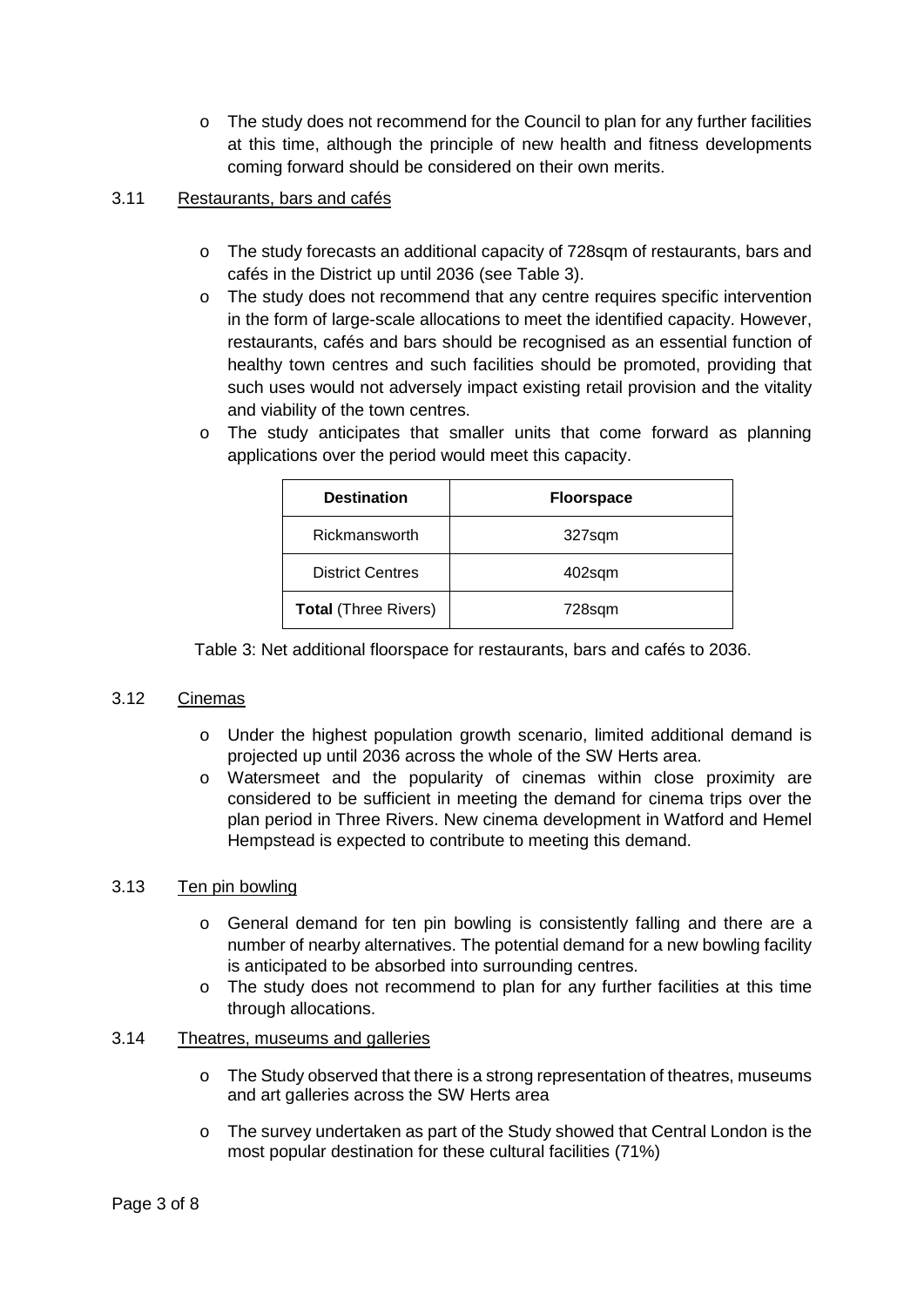- The study does not recommend for the Council to plan for any further facilities at this time, although the principle of new health and fitness developments coming forward should be considered on their own merits.

3.11 Restaurants, bars and cafés

- The study forecasts an additional capacity of 728sqm of restaurants, bars and cafés in the District up until 2036 (see Table 3).
- The study does not recommend that any centre requires specific intervention in the form of large-scale allocations to meet the identified capacity. However, restaurants, cafés and bars should be recognised as an essential function of healthy town centres and such facilities should be promoted, providing that such uses would not adversely impact existing retail provision and the vitality and viability of the town centres.
- The study anticipates that smaller units that come forward as planning applications over the period would meet this capacity.

| Destination | Floorspace |
|---|---|
| Rickmansworth | 327sqm |
| District Centres | 402sqm |
| **Total** (Three Rivers) | 728sqm |

Table 3: Net additional floorspace for restaurants, bars and cafés to 2036.

3.12 Cinemas

- Under the highest population growth scenario, limited additional demand is projected up until 2036 across the whole of the SW Herts area.
- Watersmeet and the popularity of cinemas within close proximity are considered to be sufficient in meeting the demand for cinema trips over the plan period in Three Rivers. New cinema development in Watford and Hemel Hempstead is expected to contribute to meeting this demand.

3.13 Ten pin bowling

- General demand for ten pin bowling is consistently falling and there are a number of nearby alternatives. The potential demand for a new bowling facility is anticipated to be absorbed into surrounding centres.
- The study does not recommend to plan for any further facilities at this time through allocations.

3.14 Theatres, museums and galleries

- The Study observed that there is a strong representation of theatres, museums and art galleries across the SW Herts area
- The survey undertaken as part of the Study showed that Central London is the most popular destination for these cultural facilities (71%)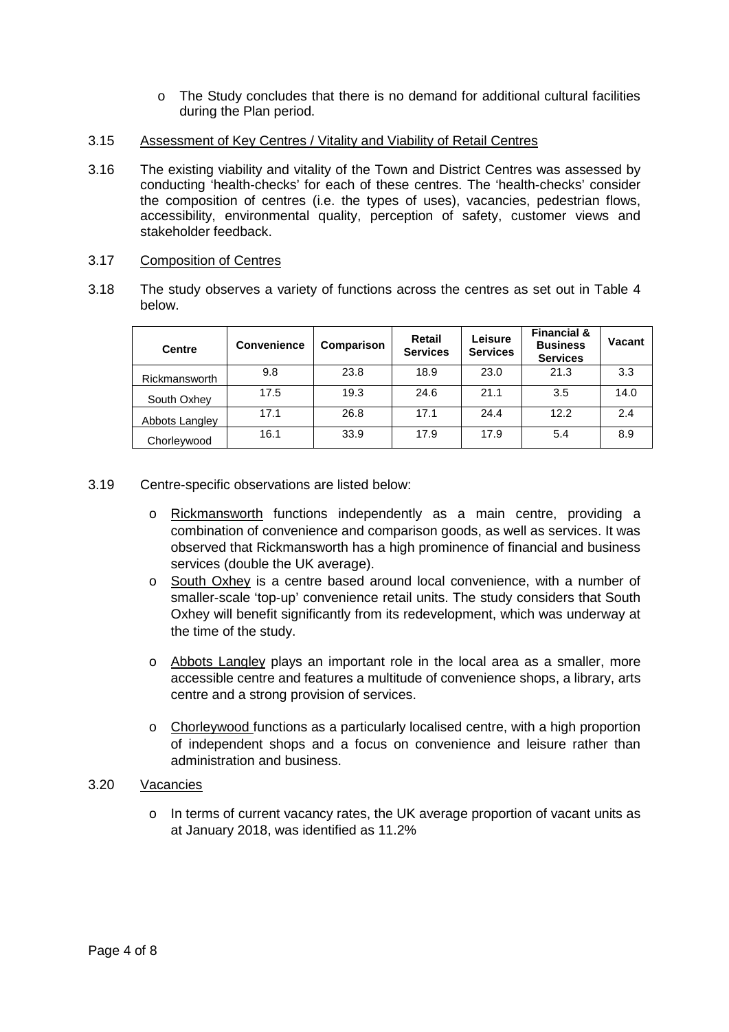- The Study concludes that there is no demand for additional cultural facilities during the Plan period.

3.15 Assessment of Key Centres / Vitality and Viability of Retail Centres

3.16 The existing viability and vitality of the Town and District Centres was assessed by conducting 'health-checks' for each of these centres. The 'health-checks' consider the composition of centres (i.e. the types of uses), vacancies, pedestrian flows, accessibility, environmental quality, perception of safety, customer views and stakeholder feedback.

3.17 Composition of Centres

3.18 The study observes a variety of functions across the centres as set out in Table 4 below.

| Centre | Convenience | Comparison | Retail Services | Leisure Services | Financial & Business Services | Vacant |
|---|---|---|---|---|---|---|
| Rickmansworth | 9.8 | 23.8 | 18.9 | 23.0 | 21.3 | 3.3 |
| South Oxhey | 17.5 | 19.3 | 24.6 | 21.1 | 3.5 | 14.0 |
| Abbots Langley | 17.1 | 26.8 | 17.1 | 24.4 | 12.2 | 2.4 |
| Chorleywood | 16.1 | 33.9 | 17.9 | 17.9 | 5.4 | 8.9 |

3.19 Centre-specific observations are listed below:

- Rickmansworth functions independently as a main centre, providing a combination of convenience and comparison goods, as well as services. It was observed that Rickmansworth has a high prominence of financial and business services (double the UK average).
- South Oxhey is a centre based around local convenience, with a number of smaller-scale 'top-up' convenience retail units. The study considers that South Oxhey will benefit significantly from its redevelopment, which was underway at the time of the study.
- Abbots Langley plays an important role in the local area as a smaller, more accessible centre and features a multitude of convenience shops, a library, arts centre and a strong provision of services.
- Chorleywood functions as a particularly localised centre, with a high proportion of independent shops and a focus on convenience and leisure rather than administration and business.

3.20 Vacancies

- In terms of current vacancy rates, the UK average proportion of vacant units as at January 2018, was identified as 11.2%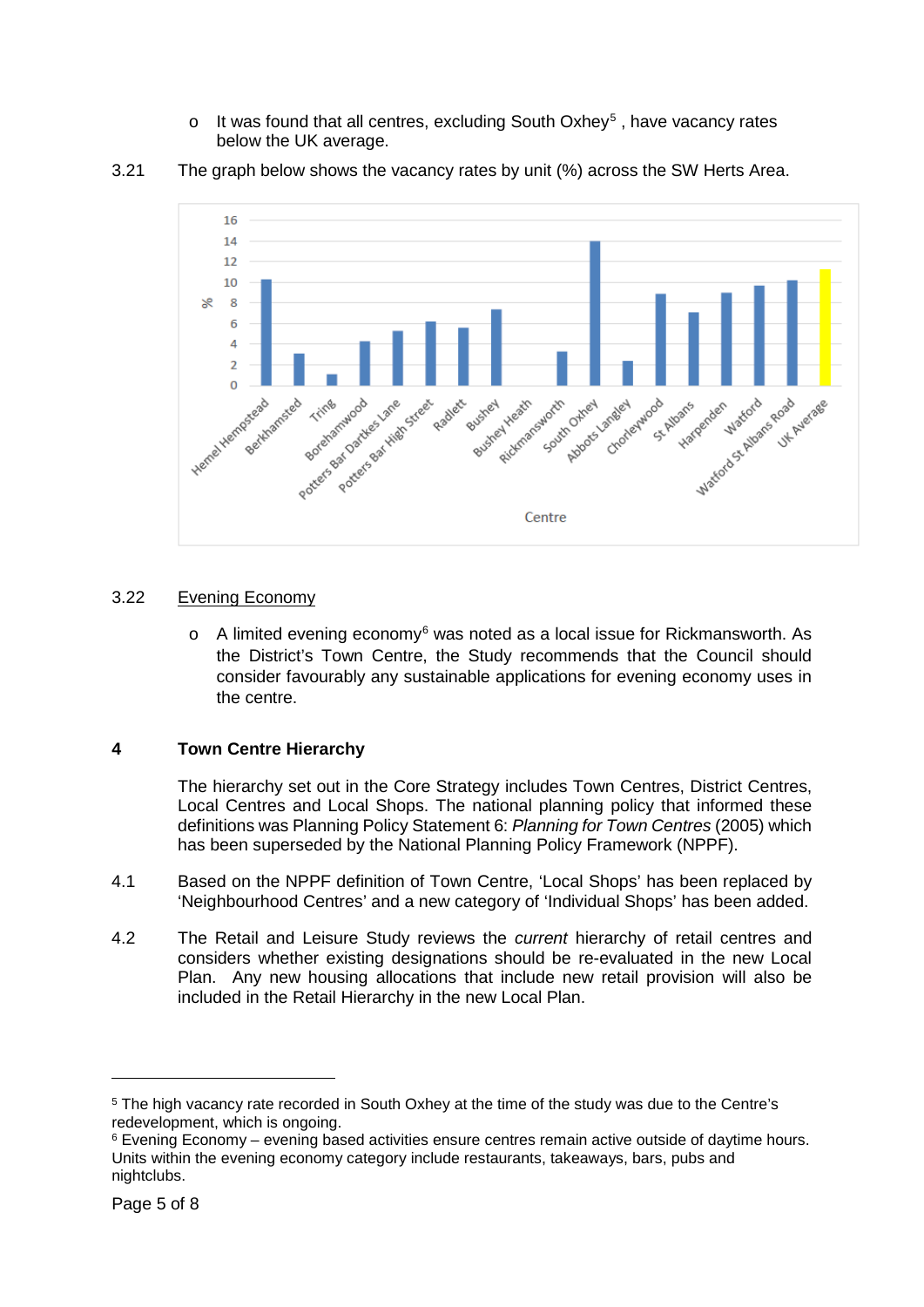- It was found that all centres, excluding South Oxhey[5], have vacancy rates below the UK average.

3.21 The graph below shows the vacancy rates by unit (%) across the SW Herts Area.

3.22 <u>Evening Economy</u>

- A limited evening economy[6] was noted as a local issue for Rickmansworth. As the District's Town Centre, the Study recommends that the Council should consider favourably any sustainable applications for evening economy uses in the centre.

## 4 Town Centre Hierarchy

The hierarchy set out in the Core Strategy includes Town Centres, District Centres, Local Centres and Local Shops. The national planning policy that informed these definitions was Planning Policy Statement 6: *Planning for Town Centres* (2005) which has been superseded by the National Planning Policy Framework (NPPF).

4.1 Based on the NPPF definition of Town Centre, 'Local Shops' has been replaced by 'Neighbourhood Centres' and a new category of 'Individual Shops' has been added.

4.2 The Retail and Leisure Study reviews the *current* hierarchy of retail centres and considers whether existing designations should be re-evaluated in the new Local Plan. Any new housing allocations that include new retail provision will also be included in the Retail Hierarchy in the new Local Plan.

---

[5] The high vacancy rate recorded in South Oxhey at the time of the study was due to the Centre's redevelopment, which is ongoing.

[6] Evening Economy – evening based activities ensure centres remain active outside of daytime hours. Units within the evening economy category include restaurants, takeaways, bars, pubs and nightclubs.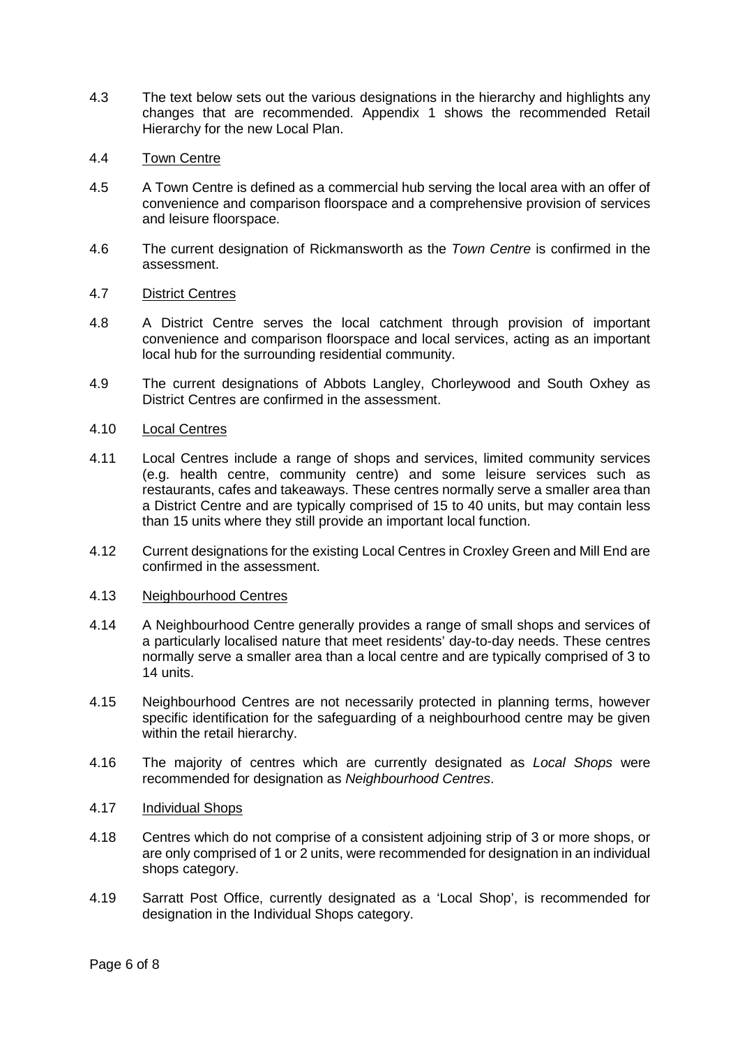4.3 The text below sets out the various designations in the hierarchy and highlights any changes that are recommended. Appendix 1 shows the recommended Retail Hierarchy for the new Local Plan.

4.4 Town Centre

4.5 A Town Centre is defined as a commercial hub serving the local area with an offer of convenience and comparison floorspace and a comprehensive provision of services and leisure floorspace.

4.6 The current designation of Rickmansworth as the *Town Centre* is confirmed in the assessment.

4.7 District Centres

4.8 A District Centre serves the local catchment through provision of important convenience and comparison floorspace and local services, acting as an important local hub for the surrounding residential community.

4.9 The current designations of Abbots Langley, Chorleywood and South Oxhey as District Centres are confirmed in the assessment.

4.10 Local Centres

4.11 Local Centres include a range of shops and services, limited community services (e.g. health centre, community centre) and some leisure services such as restaurants, cafes and takeaways. These centres normally serve a smaller area than a District Centre and are typically comprised of 15 to 40 units, but may contain less than 15 units where they still provide an important local function.

4.12 Current designations for the existing Local Centres in Croxley Green and Mill End are confirmed in the assessment.

4.13 Neighbourhood Centres

4.14 A Neighbourhood Centre generally provides a range of small shops and services of a particularly localised nature that meet residents' day-to-day needs. These centres normally serve a smaller area than a local centre and are typically comprised of 3 to 14 units.

4.15 Neighbourhood Centres are not necessarily protected in planning terms, however specific identification for the safeguarding of a neighbourhood centre may be given within the retail hierarchy.

4.16 The majority of centres which are currently designated as *Local Shops* were recommended for designation as *Neighbourhood Centres*.

4.17 Individual Shops

4.18 Centres which do not comprise of a consistent adjoining strip of 3 or more shops, or are only comprised of 1 or 2 units, were recommended for designation in an individual shops category.

4.19 Sarratt Post Office, currently designated as a 'Local Shop', is recommended for designation in the Individual Shops category.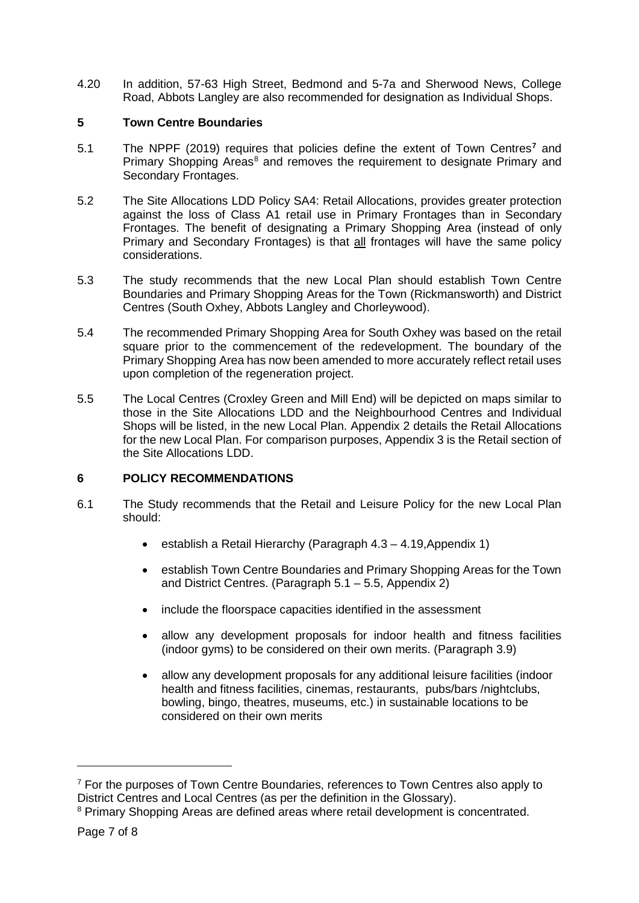4.20 In addition, 57-63 High Street, Bedmond and 5-7a and Sherwood News, College Road, Abbots Langley are also recommended for designation as Individual Shops.

## 5 Town Centre Boundaries

5.1 The NPPF (2019) requires that policies define the extent of Town Centres[7] and Primary Shopping Areas[8] and removes the requirement to designate Primary and Secondary Frontages.

5.2 The Site Allocations LDD Policy SA4: Retail Allocations, provides greater protection against the loss of Class A1 retail use in Primary Frontages than in Secondary Frontages. The benefit of designating a Primary Shopping Area (instead of only Primary and Secondary Frontages) is that <u>all</u> frontages will have the same policy considerations.

5.3 The study recommends that the new Local Plan should establish Town Centre Boundaries and Primary Shopping Areas for the Town (Rickmansworth) and District Centres (South Oxhey, Abbots Langley and Chorleywood).

5.4 The recommended Primary Shopping Area for South Oxhey was based on the retail square prior to the commencement of the redevelopment. The boundary of the Primary Shopping Area has now been amended to more accurately reflect retail uses upon completion of the regeneration project.

5.5 The Local Centres (Croxley Green and Mill End) will be depicted on maps similar to those in the Site Allocations LDD and the Neighbourhood Centres and Individual Shops will be listed, in the new Local Plan. Appendix 2 details the Retail Allocations for the new Local Plan. For comparison purposes, Appendix 3 is the Retail section of the Site Allocations LDD.

## 6 POLICY RECOMMENDATIONS

6.1 The Study recommends that the Retail and Leisure Policy for the new Local Plan should:

- establish a Retail Hierarchy (Paragraph 4.3 – 4.19,Appendix 1)
- establish Town Centre Boundaries and Primary Shopping Areas for the Town and District Centres. (Paragraph 5.1 – 5.5, Appendix 2)
- include the floorspace capacities identified in the assessment
- allow any development proposals for indoor health and fitness facilities (indoor gyms) to be considered on their own merits. (Paragraph 3.9)
- allow any development proposals for any additional leisure facilities (indoor health and fitness facilities, cinemas, restaurants, pubs/bars /nightclubs, bowling, bingo, theatres, museums, etc.) in sustainable locations to be considered on their own merits

---

[7] For the purposes of Town Centre Boundaries, references to Town Centres also apply to District Centres and Local Centres (as per the definition in the Glossary).

[8] Primary Shopping Areas are defined areas where retail development is concentrated.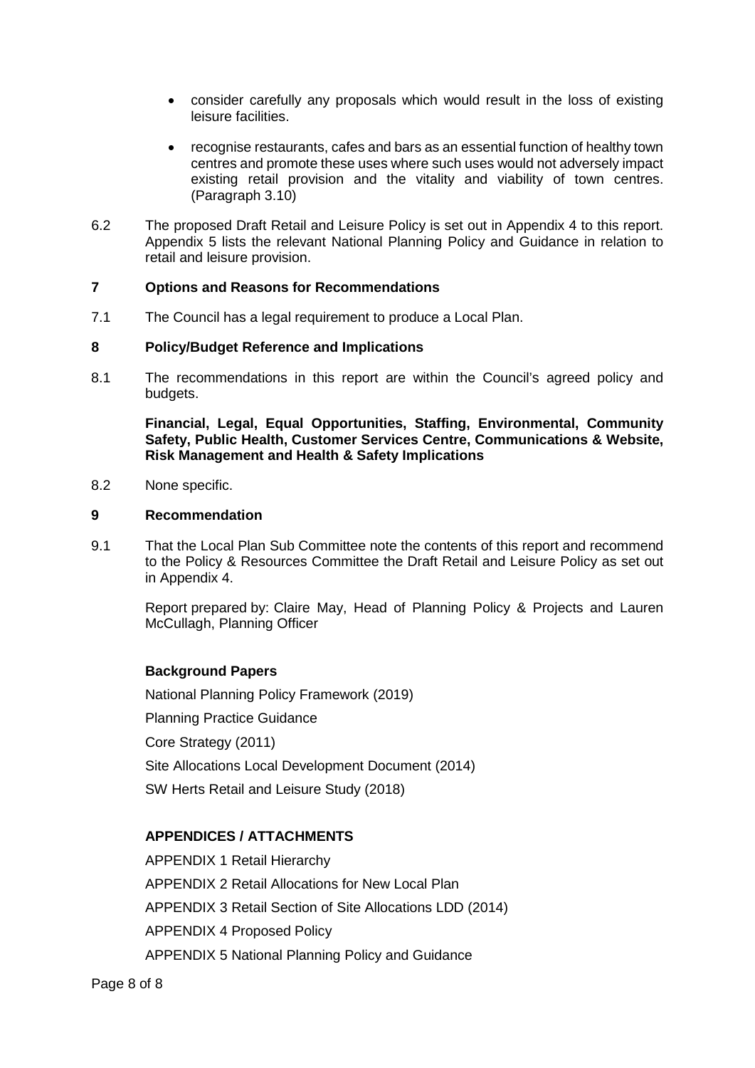- consider carefully any proposals which would result in the loss of existing leisure facilities.
- recognise restaurants, cafes and bars as an essential function of healthy town centres and promote these uses where such uses would not adversely impact existing retail provision and the vitality and viability of town centres. (Paragraph 3.10)

6.2 The proposed Draft Retail and Leisure Policy is set out in Appendix 4 to this report. Appendix 5 lists the relevant National Planning Policy and Guidance in relation to retail and leisure provision.

## 7 Options and Reasons for Recommendations

7.1 The Council has a legal requirement to produce a Local Plan.

## 8 Policy/Budget Reference and Implications

8.1 The recommendations in this report are within the Council's agreed policy and budgets.

**Financial, Legal, Equal Opportunities, Staffing, Environmental, Community Safety, Public Health, Customer Services Centre, Communications & Website, Risk Management and Health & Safety Implications**

8.2 None specific.

## 9 Recommendation

9.1 That the Local Plan Sub Committee note the contents of this report and recommend to the Policy & Resources Committee the Draft Retail and Leisure Policy as set out in Appendix 4.

Report prepared by: Claire May, Head of Planning Policy & Projects and Lauren McCullagh, Planning Officer

**Background Papers**

National Planning Policy Framework (2019)

Planning Practice Guidance

Core Strategy (2011)

Site Allocations Local Development Document (2014)

SW Herts Retail and Leisure Study (2018)

**APPENDICES / ATTACHMENTS**

APPENDIX 1 Retail Hierarchy

APPENDIX 2 Retail Allocations for New Local Plan

APPENDIX 3 Retail Section of Site Allocations LDD (2014)

APPENDIX 4 Proposed Policy

APPENDIX 5 National Planning Policy and Guidance